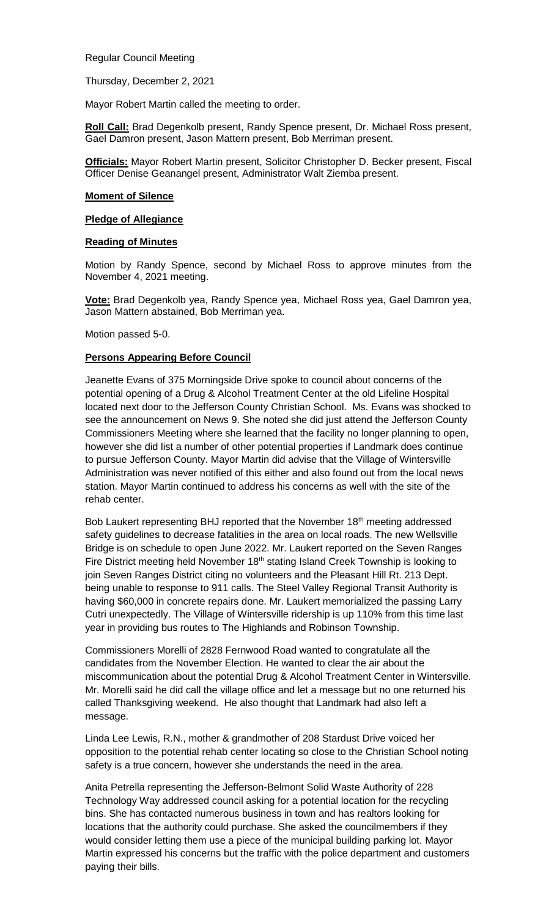Regular Council Meeting

Thursday, December 2, 2021

Mayor Robert Martin called the meeting to order.

**Roll Call:** Brad Degenkolb present, Randy Spence present, Dr. Michael Ross present, Gael Damron present, Jason Mattern present, Bob Merriman present.

**Officials:** Mayor Robert Martin present, Solicitor Christopher D. Becker present, Fiscal Officer Denise Geanangel present, Administrator Walt Ziemba present.

**Moment of Silence**

**Pledge of Allegiance**

**Reading of Minutes**

Motion by Randy Spence, second by Michael Ross to approve minutes from the November 4, 2021 meeting.

**Vote:** Brad Degenkolb yea, Randy Spence yea, Michael Ross yea, Gael Damron yea, Jason Mattern abstained, Bob Merriman yea.

Motion passed 5-0.

**Persons Appearing Before Council**

Jeanette Evans of 375 Morningside Drive spoke to council about concerns of the potential opening of a Drug & Alcohol Treatment Center at the old Lifeline Hospital located next door to the Jefferson County Christian School. Ms. Evans was shocked to see the announcement on News 9. She noted she did just attend the Jefferson County Commissioners Meeting where she learned that the facility no longer planning to open, however she did list a number of other potential properties if Landmark does continue to pursue Jefferson County. Mayor Martin did advise that the Village of Wintersville Administration was never notified of this either and also found out from the local news station. Mayor Martin continued to address his concerns as well with the site of the rehab center.

Bob Laukert representing BHJ reported that the November 18th meeting addressed safety guidelines to decrease fatalities in the area on local roads. The new Wellsville Bridge is on schedule to open June 2022. Mr. Laukert reported on the Seven Ranges Fire District meeting held November 18th stating Island Creek Township is looking to join Seven Ranges District citing no volunteers and the Pleasant Hill Rt. 213 Dept. being unable to response to 911 calls. The Steel Valley Regional Transit Authority is having $60,000 in concrete repairs done. Mr. Laukert memorialized the passing Larry Cutri unexpectedly. The Village of Wintersville ridership is up 110% from this time last year in providing bus routes to The Highlands and Robinson Township.

Commissioners Morelli of 2828 Fernwood Road wanted to congratulate all the candidates from the November Election. He wanted to clear the air about the miscommunication about the potential Drug & Alcohol Treatment Center in Wintersville. Mr. Morelli said he did call the village office and let a message but no one returned his called Thanksgiving weekend. He also thought that Landmark had also left a message.

Linda Lee Lewis, R.N., mother & grandmother of 208 Stardust Drive voiced her opposition to the potential rehab center locating so close to the Christian School noting safety is a true concern, however she understands the need in the area.

Anita Petrella representing the Jefferson-Belmont Solid Waste Authority of 228 Technology Way addressed council asking for a potential location for the recycling bins. She has contacted numerous business in town and has realtors looking for locations that the authority could purchase. She asked the councilmembers if they would consider letting them use a piece of the municipal building parking lot. Mayor Martin expressed his concerns but the traffic with the police department and customers paying their bills.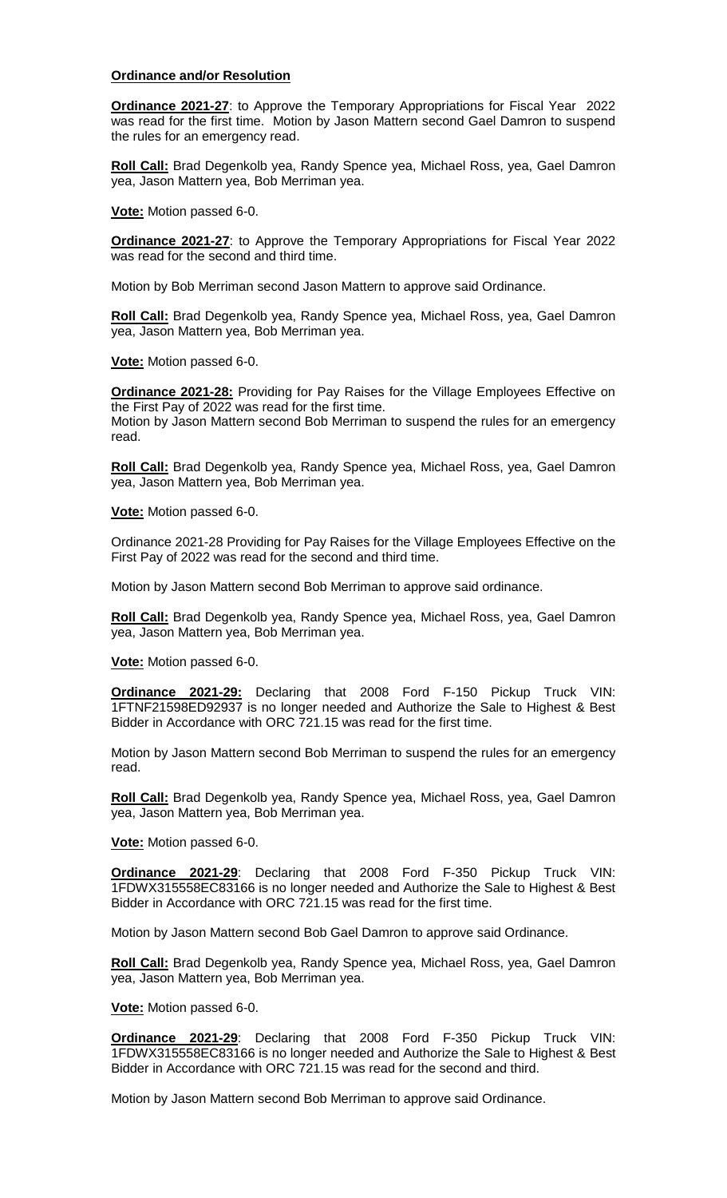**Ordinance and/or Resolution**

**Ordinance 2021-27**: to Approve the Temporary Appropriations for Fiscal Year 2022 was read for the first time. Motion by Jason Mattern second Gael Damron to suspend the rules for an emergency read.

**Roll Call:** Brad Degenkolb yea, Randy Spence yea, Michael Ross, yea, Gael Damron yea, Jason Mattern yea, Bob Merriman yea.

**Vote:** Motion passed 6-0.

**Ordinance 2021-27**: to Approve the Temporary Appropriations for Fiscal Year 2022 was read for the second and third time.

Motion by Bob Merriman second Jason Mattern to approve said Ordinance.

**Roll Call:** Brad Degenkolb yea, Randy Spence yea, Michael Ross, yea, Gael Damron yea, Jason Mattern yea, Bob Merriman yea.

**Vote:** Motion passed 6-0.

**Ordinance 2021-28:** Providing for Pay Raises for the Village Employees Effective on the First Pay of 2022 was read for the first time.
Motion by Jason Mattern second Bob Merriman to suspend the rules for an emergency read.

**Roll Call:** Brad Degenkolb yea, Randy Spence yea, Michael Ross, yea, Gael Damron yea, Jason Mattern yea, Bob Merriman yea.

**Vote:** Motion passed 6-0.

Ordinance 2021-28 Providing for Pay Raises for the Village Employees Effective on the First Pay of 2022 was read for the second and third time.

Motion by Jason Mattern second Bob Merriman to approve said ordinance.

**Roll Call:** Brad Degenkolb yea, Randy Spence yea, Michael Ross, yea, Gael Damron yea, Jason Mattern yea, Bob Merriman yea.

**Vote:** Motion passed 6-0.

**Ordinance 2021-29:** Declaring that 2008 Ford F-150 Pickup Truck VIN: 1FTNF21598ED92937 is no longer needed and Authorize the Sale to Highest & Best Bidder in Accordance with ORC 721.15 was read for the first time.

Motion by Jason Mattern second Bob Merriman to suspend the rules for an emergency read.

**Roll Call:** Brad Degenkolb yea, Randy Spence yea, Michael Ross, yea, Gael Damron yea, Jason Mattern yea, Bob Merriman yea.

**Vote:** Motion passed 6-0.

**Ordinance 2021-29**: Declaring that 2008 Ford F-350 Pickup Truck VIN: 1FDWX315558EC83166 is no longer needed and Authorize the Sale to Highest & Best Bidder in Accordance with ORC 721.15 was read for the first time.

Motion by Jason Mattern second Bob Gael Damron to approve said Ordinance.

**Roll Call:** Brad Degenkolb yea, Randy Spence yea, Michael Ross, yea, Gael Damron yea, Jason Mattern yea, Bob Merriman yea.

**Vote:** Motion passed 6-0.

**Ordinance 2021-29**: Declaring that 2008 Ford F-350 Pickup Truck VIN: 1FDWX315558EC83166 is no longer needed and Authorize the Sale to Highest & Best Bidder in Accordance with ORC 721.15 was read for the second and third.

Motion by Jason Mattern second Bob Merriman to approve said Ordinance.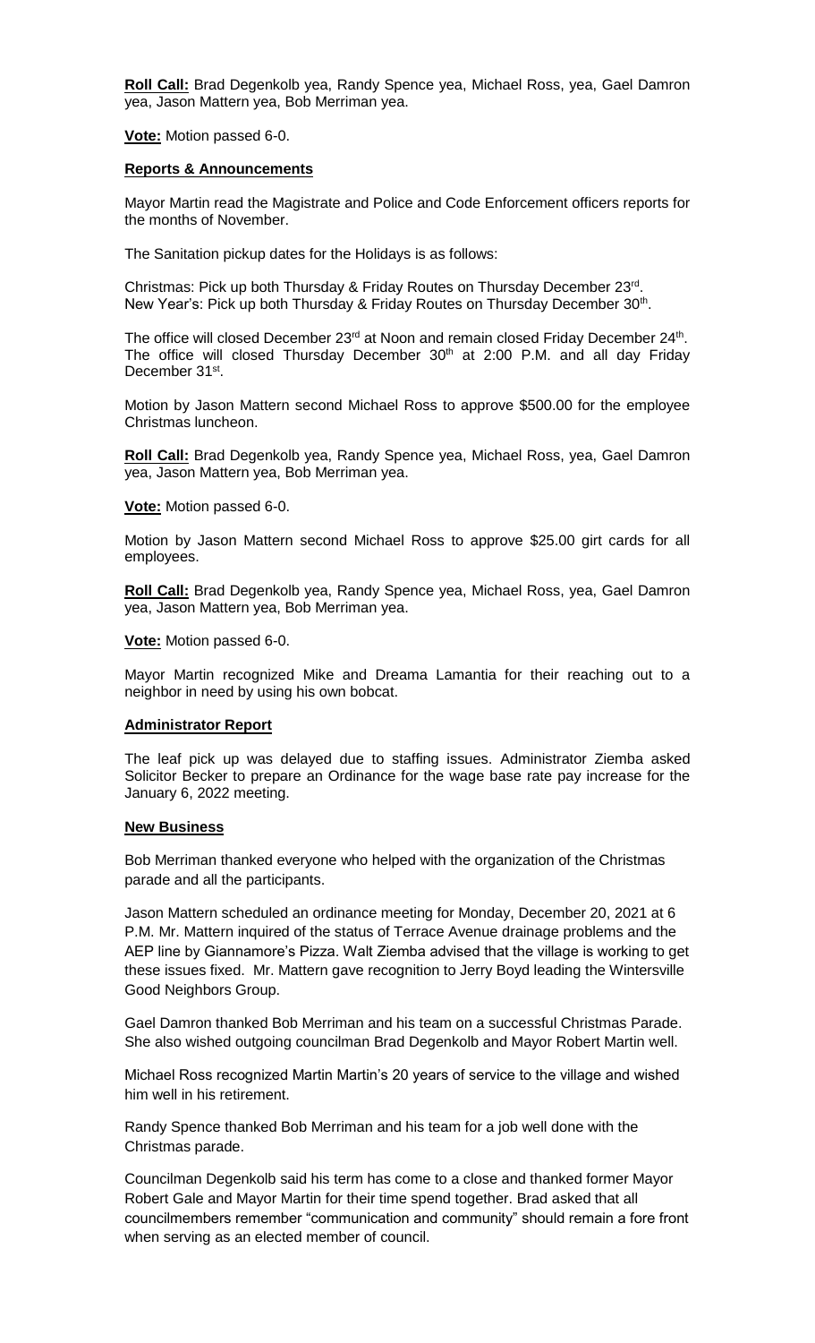**Roll Call:** Brad Degenkolb yea, Randy Spence yea, Michael Ross, yea, Gael Damron yea, Jason Mattern yea, Bob Merriman yea.

**Vote:** Motion passed 6-0.

**Reports & Announcements**

Mayor Martin read the Magistrate and Police and Code Enforcement officers reports for the months of November.

The Sanitation pickup dates for the Holidays is as follows:

Christmas: Pick up both Thursday & Friday Routes on Thursday December 23rd.
New Year's: Pick up both Thursday & Friday Routes on Thursday December 30th.

The office will closed December 23rd at Noon and remain closed Friday December 24th. The office will closed Thursday December 30th at 2:00 P.M. and all day Friday December 31st.

Motion by Jason Mattern second Michael Ross to approve $500.00 for the employee Christmas luncheon.

**Roll Call:** Brad Degenkolb yea, Randy Spence yea, Michael Ross, yea, Gael Damron yea, Jason Mattern yea, Bob Merriman yea.

**Vote:** Motion passed 6-0.

Motion by Jason Mattern second Michael Ross to approve $25.00 girt cards for all employees.

**Roll Call:** Brad Degenkolb yea, Randy Spence yea, Michael Ross, yea, Gael Damron yea, Jason Mattern yea, Bob Merriman yea.

**Vote:** Motion passed 6-0.

Mayor Martin recognized Mike and Dreama Lamantia for their reaching out to a neighbor in need by using his own bobcat.

**Administrator Report**

The leaf pick up was delayed due to staffing issues. Administrator Ziemba asked Solicitor Becker to prepare an Ordinance for the wage base rate pay increase for the January 6, 2022 meeting.

**New Business**

Bob Merriman thanked everyone who helped with the organization of the Christmas parade and all the participants.

Jason Mattern scheduled an ordinance meeting for Monday, December 20, 2021 at 6 P.M. Mr. Mattern inquired of the status of Terrace Avenue drainage problems and the AEP line by Giannamore's Pizza. Walt Ziemba advised that the village is working to get these issues fixed. Mr. Mattern gave recognition to Jerry Boyd leading the Wintersville Good Neighbors Group.

Gael Damron thanked Bob Merriman and his team on a successful Christmas Parade. She also wished outgoing councilman Brad Degenkolb and Mayor Robert Martin well.

Michael Ross recognized Martin Martin's 20 years of service to the village and wished him well in his retirement.

Randy Spence thanked Bob Merriman and his team for a job well done with the Christmas parade.

Councilman Degenkolb said his term has come to a close and thanked former Mayor Robert Gale and Mayor Martin for their time spend together. Brad asked that all councilmembers remember "communication and community" should remain a fore front when serving as an elected member of council.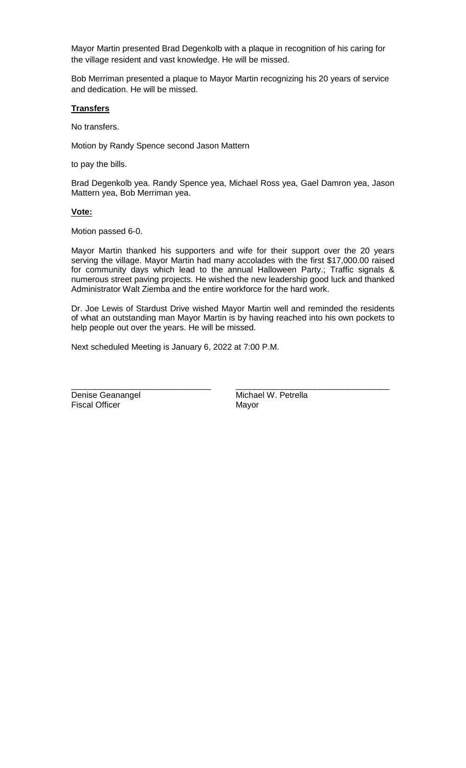Mayor Martin presented Brad Degenkolb with a plaque in recognition of his caring for the village resident and vast knowledge. He will be missed.

Bob Merriman presented a plaque to Mayor Martin recognizing his 20 years of service and dedication. He will be missed.

**Transfers**

No transfers.

Motion by Randy Spence second Jason Mattern

to pay the bills.

Brad Degenkolb yea. Randy Spence yea, Michael Ross yea, Gael Damron yea, Jason Mattern yea, Bob Merriman yea.

**Vote:**

Motion passed 6-0.

Mayor Martin thanked his supporters and wife for their support over the 20 years serving the village. Mayor Martin had many accolades with the first $17,000.00 raised for community days which lead to the annual Halloween Party.; Traffic signals & numerous street paving projects. He wished the new leadership good luck and thanked Administrator Walt Ziemba and the entire workforce for the hard work.

Dr. Joe Lewis of Stardust Drive wished Mayor Martin well and reminded the residents of what an outstanding man Mayor Martin is by having reached into his own pockets to help people out over the years. He will be missed.

Next scheduled Meeting is January 6, 2022 at 7:00 P.M.

\_\_\_\_\_\_\_\_\_\_\_\_\_\_\_\_\_\_\_\_\_\_\_\_\_\_\_\_\_\_ \_\_\_\_\_\_\_\_\_\_\_\_\_\_\_\_\_\_\_\_\_\_\_\_\_\_\_\_\_\_\_\_

Denise Geanangel — Fiscal Officer

Michael W. Petrella — Mayor